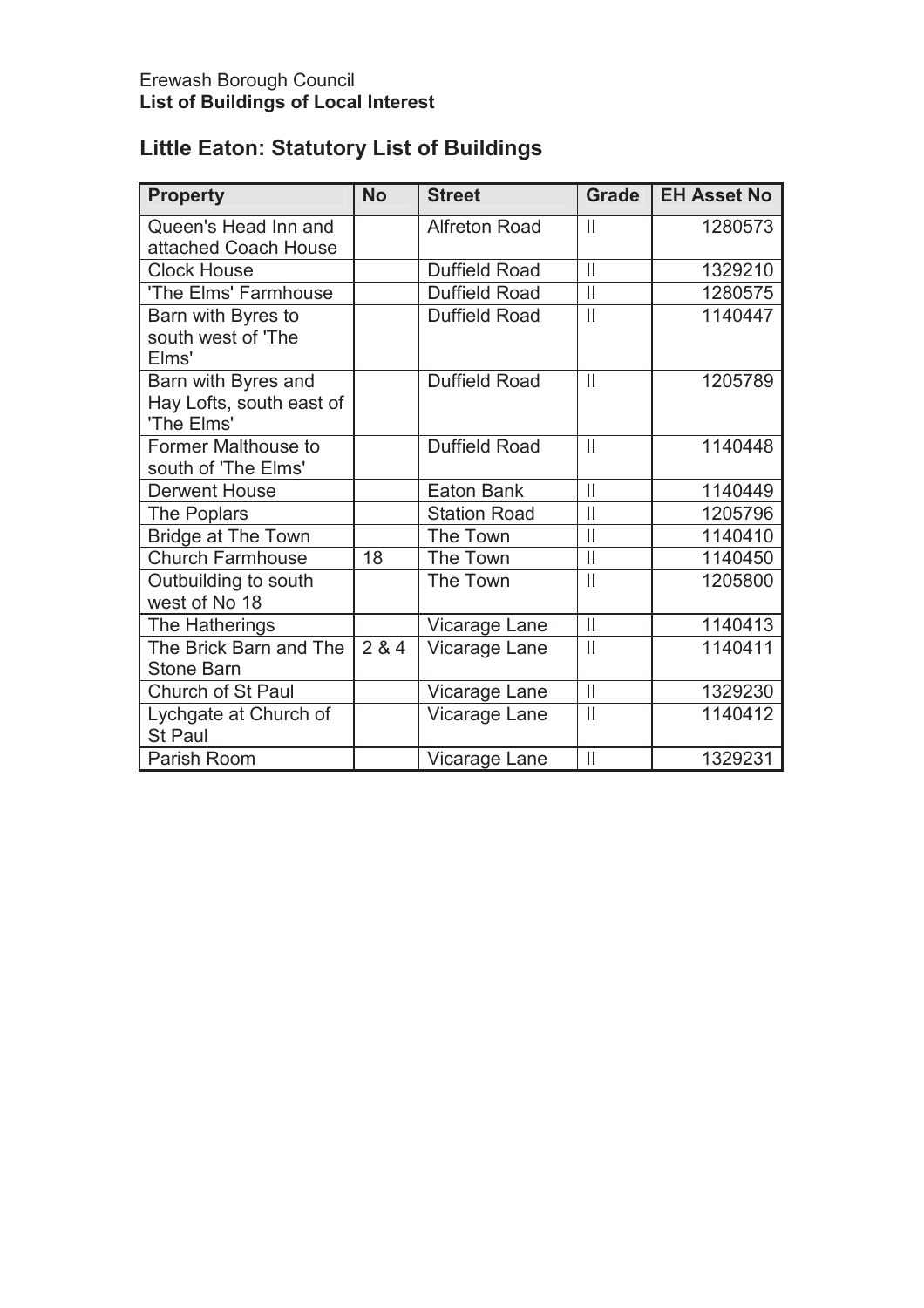Erewash Borough Council
**List of Buildings of Local Interest**

## Little Eaton: Statutory List of Buildings

| Property | No | Street | Grade | EH Asset No |
|---|---|---|---|---|
| Queen's Head Inn and attached Coach House | | Alfreton Road | II | 1280573 |
| Clock House | | Duffield Road | II | 1329210 |
| 'The Elms' Farmhouse | | Duffield Road | II | 1280575 |
| Barn with Byres to south west of 'The Elms' | | Duffield Road | II | 1140447 |
| Barn with Byres and Hay Lofts, south east of 'The Elms' | | Duffield Road | II | 1205789 |
| Former Malthouse to south of 'The Elms' | | Duffield Road | II | 1140448 |
| Derwent House | | Eaton Bank | II | 1140449 |
| The Poplars | | Station Road | II | 1205796 |
| Bridge at The Town | | The Town | II | 1140410 |
| Church Farmhouse | 18 | The Town | II | 1140450 |
| Outbuilding to south west of No 18 | | The Town | II | 1205800 |
| The Hatherings | | Vicarage Lane | II | 1140413 |
| The Brick Barn and The Stone Barn | 2 & 4 | Vicarage Lane | II | 1140411 |
| Church of St Paul | | Vicarage Lane | II | 1329230 |
| Lychgate at Church of St Paul | | Vicarage Lane | II | 1140412 |
| Parish Room | | Vicarage Lane | II | 1329231 |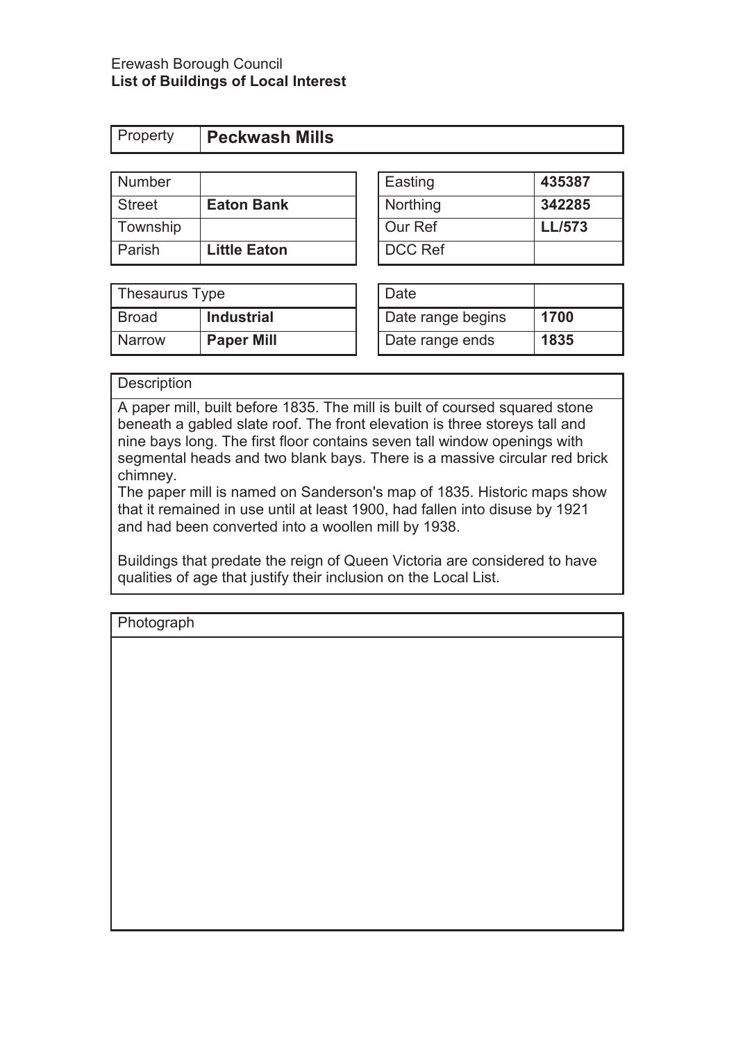Erewash Borough Council
**List of Buildings of Local Interest**

| Property | **Peckwash Mills** |
|---|---|

| Number | | Easting | **435387** |
|---|---|---|---|
| Street | **Eaton Bank** | Northing | **342285** |
| Township | | Our Ref | **LL/573** |
| Parish | **Little Eaton** | DCC Ref | |

| Thesaurus Type | | Date | |
|---|---|---|---|
| Broad | **Industrial** | Date range begins | **1700** |
| Narrow | **Paper Mill** | Date range ends | **1835** |

**Description**

A paper mill, built before 1835. The mill is built of coursed squared stone beneath a gabled slate roof. The front elevation is three storeys tall and nine bays long. The first floor contains seven tall window openings with segmental heads and two blank bays. There is a massive circular red brick chimney.
The paper mill is named on Sanderson's map of 1835. Historic maps show that it remained in use until at least 1900, had fallen into disuse by 1921 and had been converted into a woollen mill by 1938.

Buildings that predate the reign of Queen Victoria are considered to have qualities of age that justify their inclusion on the Local List.

**Photograph**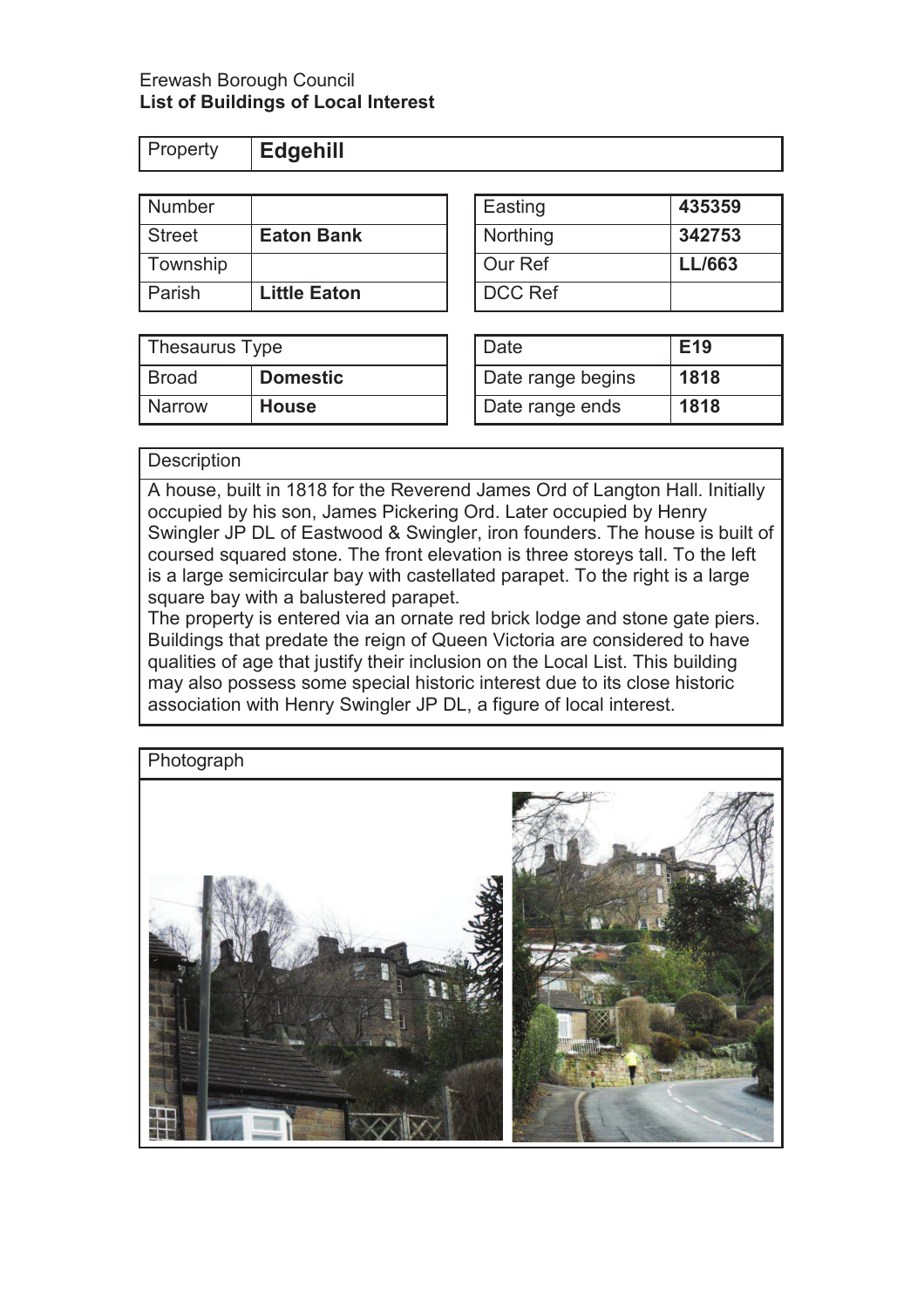Erewash Borough Council
**List of Buildings of Local Interest**

| Property | **Edgehill** |
|---|---|

| Number | |
|---|---|
| Street | **Eaton Bank** |
| Township | |
| Parish | **Little Eaton** |

| Easting | **435359** |
|---|---|
| Northing | **342753** |
| Our Ref | **LL/663** |
| DCC Ref | |

| Thesaurus Type | |
|---|---|
| Broad | **Domestic** |
| Narrow | **House** |

| Date | **E19** |
|---|---|
| Date range begins | **1818** |
| Date range ends | **1818** |

**Description**

A house, built in 1818 for the Reverend James Ord of Langton Hall. Initially occupied by his son, James Pickering Ord. Later occupied by Henry Swingler JP DL of Eastwood & Swingler, iron founders. The house is built of coursed squared stone. The front elevation is three storeys tall. To the left is a large semicircular bay with castellated parapet. To the right is a large square bay with a balustered parapet.
The property is entered via an ornate red brick lodge and stone gate piers.
Buildings that predate the reign of Queen Victoria are considered to have qualities of age that justify their inclusion on the Local List. This building may also possess some special historic interest due to its close historic association with Henry Swingler JP DL, a figure of local interest.

**Photograph**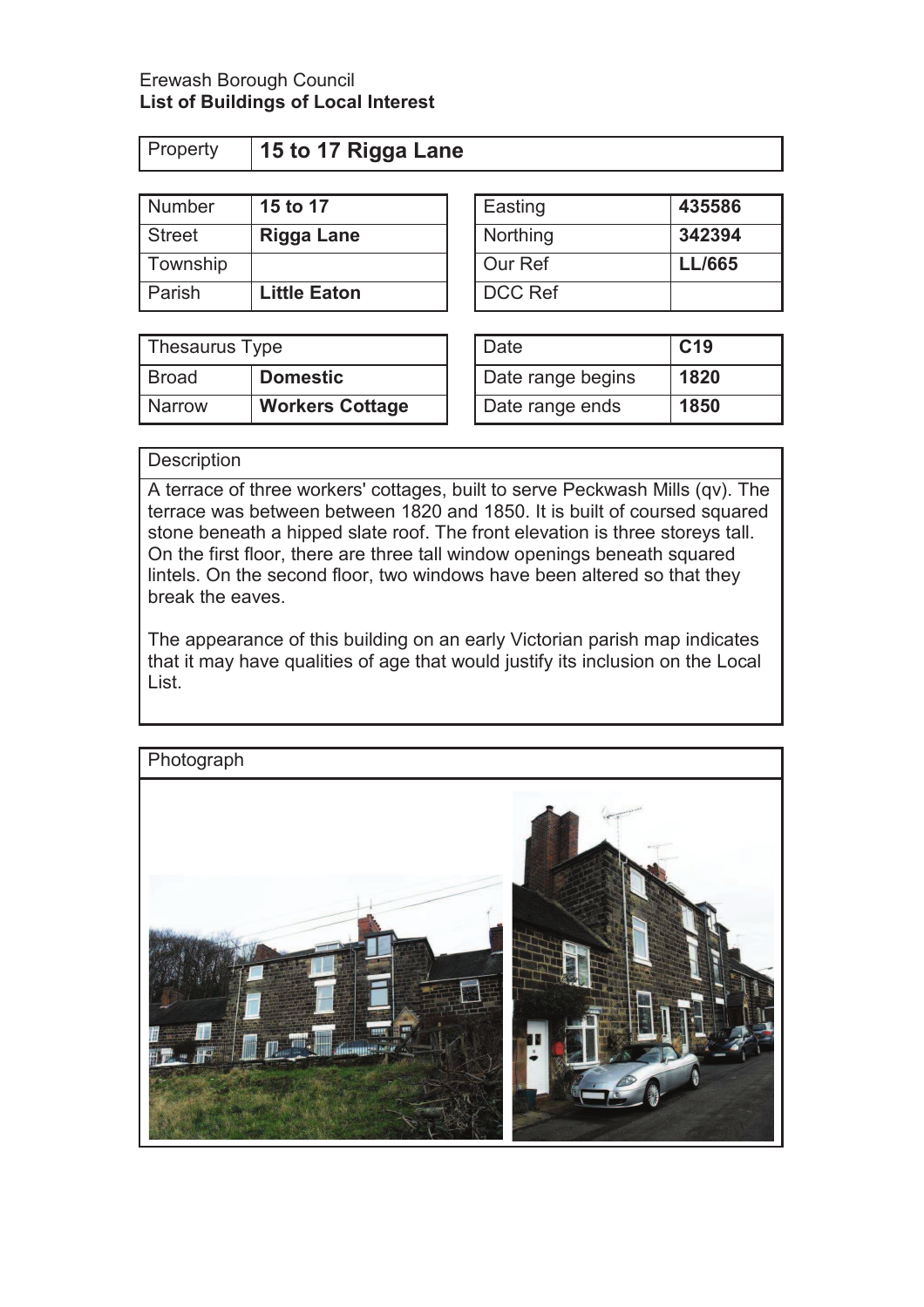Erewash Borough Council
**List of Buildings of Local Interest**

| Property | **15 to 17 Rigga Lane** |
|---|---|

| Number | **15 to 17** |
|---|---|
| Street | **Rigga Lane** |
| Township | |
| Parish | **Little Eaton** |

| Easting | **435586** |
|---|---|
| Northing | **342394** |
| Our Ref | **LL/665** |
| DCC Ref | |

| Thesaurus Type | |
|---|---|
| Broad | **Domestic** |
| Narrow | **Workers Cottage** |

| Date | **C19** |
|---|---|
| Date range begins | **1820** |
| Date range ends | **1850** |

**Description**

A terrace of three workers' cottages, built to serve Peckwash Mills (qv). The terrace was between between 1820 and 1850. It is built of coursed squared stone beneath a hipped slate roof. The front elevation is three storeys tall. On the first floor, there are three tall window openings beneath squared lintels. On the second floor, two windows have been altered so that they break the eaves.

The appearance of this building on an early Victorian parish map indicates that it may have qualities of age that would justify its inclusion on the Local List.

**Photograph**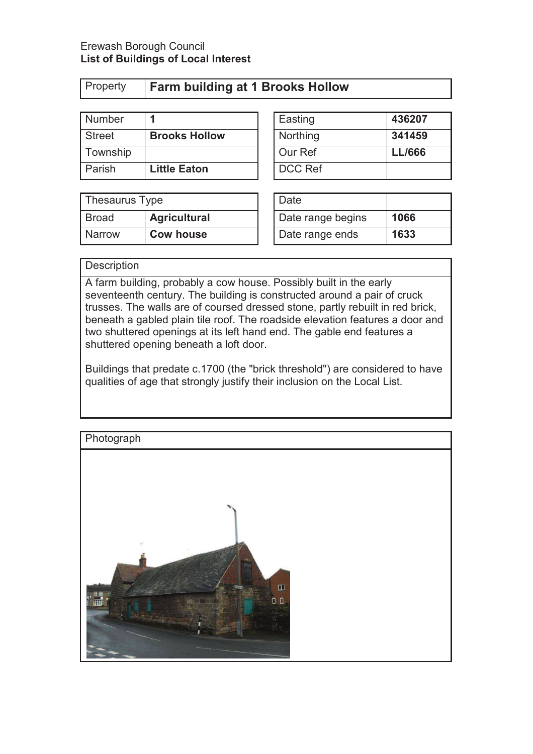Erewash Borough Council
**List of Buildings of Local Interest**

| Property | **Farm building at 1 Brooks Hollow** |
|---|---|

| Number | **1** |
|---|---|
| Street | **Brooks Hollow** |
| Township | |
| Parish | **Little Eaton** |

| Easting | **436207** |
|---|---|
| Northing | **341459** |
| Our Ref | **LL/666** |
| DCC Ref | |

| Thesaurus Type | |
|---|---|
| Broad | **Agricultural** |
| Narrow | **Cow house** |

| Date | |
|---|---|
| Date range begins | **1066** |
| Date range ends | **1633** |

Description

A farm building, probably a cow house. Possibly built in the early seventeenth century. The building is constructed around a pair of cruck trusses. The walls are of coursed dressed stone, partly rebuilt in red brick, beneath a gabled plain tile roof. The roadside elevation features a door and two shuttered openings at its left hand end. The gable end features a shuttered opening beneath a loft door.

Buildings that predate c.1700 (the "brick threshold") are considered to have qualities of age that strongly justify their inclusion on the Local List.

Photograph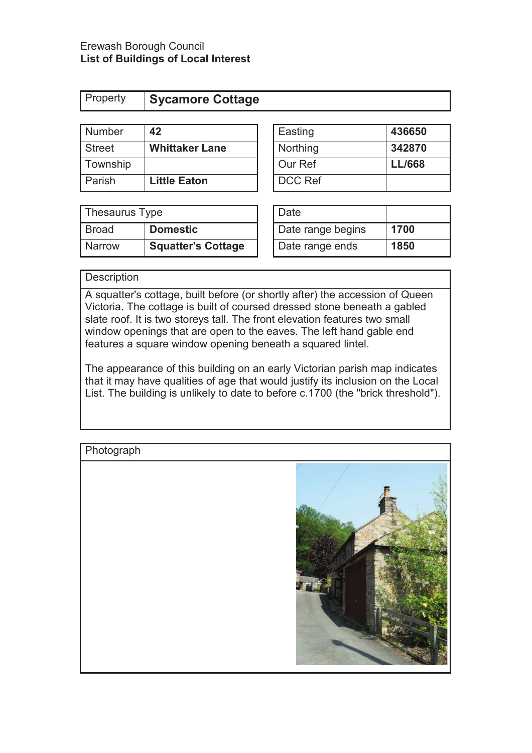Erewash Borough Council
**List of Buildings of Local Interest**

| Property | **Sycamore Cottage** |
|---|---|

| Number | **42** |
|---|---|
| Street | **Whittaker Lane** |
| Township | |
| Parish | **Little Eaton** |

| Easting | **436650** |
|---|---|
| Northing | **342870** |
| Our Ref | **LL/668** |
| DCC Ref | |

| Thesaurus Type | |
|---|---|
| Broad | **Domestic** |
| Narrow | **Squatter's Cottage** |

| Date | |
|---|---|
| Date range begins | **1700** |
| Date range ends | **1850** |

Description

A squatter's cottage, built before (or shortly after) the accession of Queen Victoria. The cottage is built of coursed dressed stone beneath a gabled slate roof. It is two storeys tall. The front elevation features two small window openings that are open to the eaves. The left hand gable end features a square window opening beneath a squared lintel.

The appearance of this building on an early Victorian parish map indicates that it may have qualities of age that would justify its inclusion on the Local List. The building is unlikely to date to before c.1700 (the "brick threshold").

Photograph